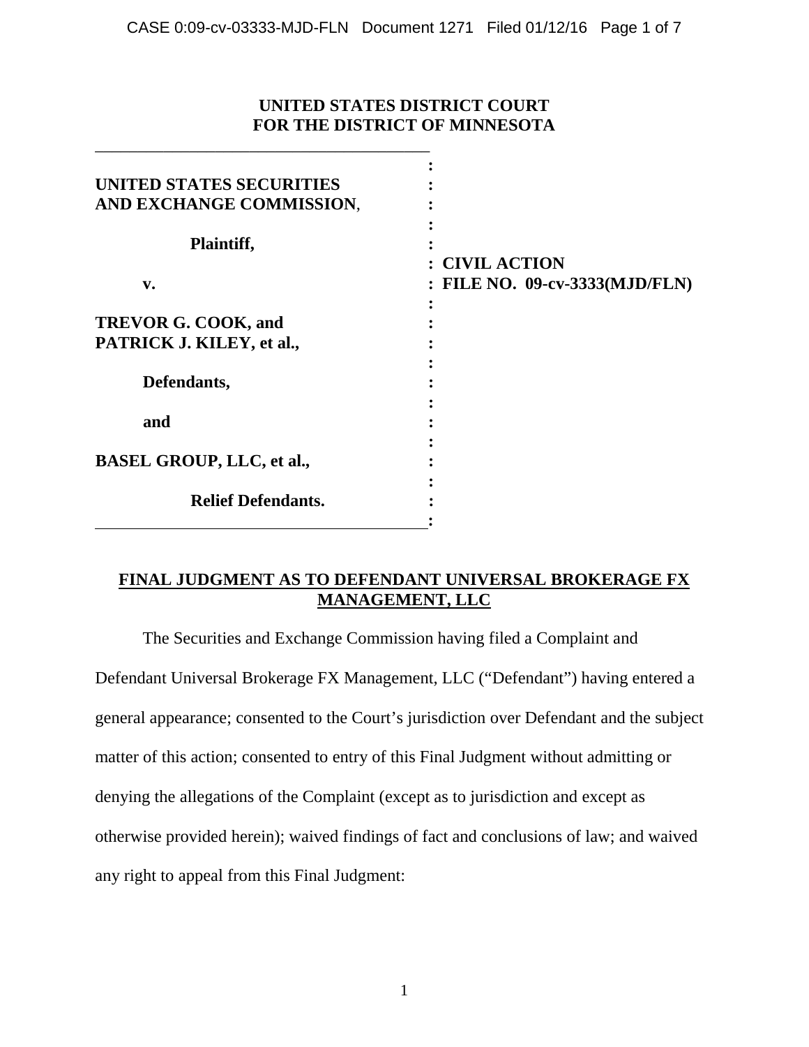**UNITED STATES DISTRICT COURT**
**FOR THE DISTRICT OF MINNESOTA**

| | |
|---|---|
| **UNITED STATES SECURITIES AND EXCHANGE COMMISSION**,<br><br>**Plaintiff,**<br><br>**v.**<br><br>**TREVOR G. COOK, and PATRICK J. KILEY, et al.,**<br><br>**Defendants,**<br><br>**and**<br><br>**BASEL GROUP, LLC, et al.,**<br><br>**Relief Defendants.** | **CIVIL ACTION**<br>**FILE NO. 09-cv-3333(MJD/FLN)** |

## FINAL JUDGMENT AS TO DEFENDANT UNIVERSAL BROKERAGE FX MANAGEMENT, LLC

The Securities and Exchange Commission having filed a Complaint and Defendant Universal Brokerage FX Management, LLC ("Defendant") having entered a general appearance; consented to the Court's jurisdiction over Defendant and the subject matter of this action; consented to entry of this Final Judgment without admitting or denying the allegations of the Complaint (except as to jurisdiction and except as otherwise provided herein); waived findings of fact and conclusions of law; and waived any right to appeal from this Final Judgment: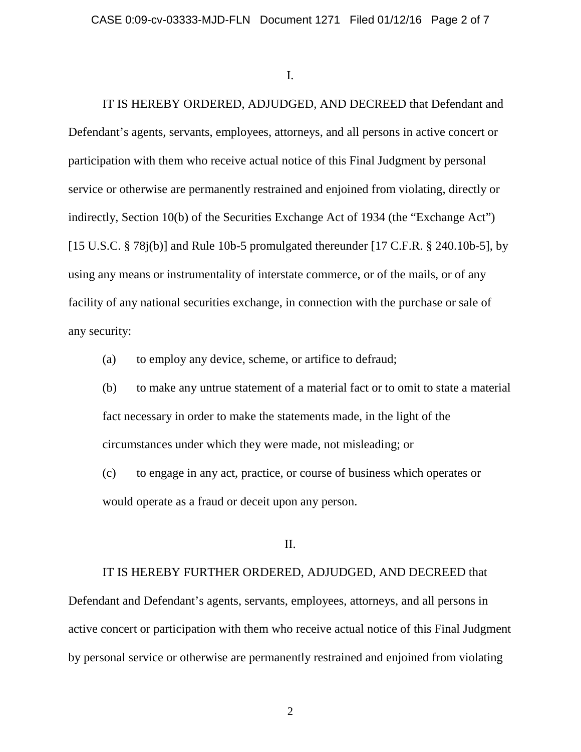I.

IT IS HEREBY ORDERED, ADJUDGED, AND DECREED that Defendant and Defendant's agents, servants, employees, attorneys, and all persons in active concert or participation with them who receive actual notice of this Final Judgment by personal service or otherwise are permanently restrained and enjoined from violating, directly or indirectly, Section 10(b) of the Securities Exchange Act of 1934 (the "Exchange Act") [15 U.S.C. § 78j(b)] and Rule 10b-5 promulgated thereunder [17 C.F.R. § 240.10b-5], by using any means or instrumentality of interstate commerce, or of the mails, or of any facility of any national securities exchange, in connection with the purchase or sale of any security:

(a) to employ any device, scheme, or artifice to defraud;

(b) to make any untrue statement of a material fact or to omit to state a material fact necessary in order to make the statements made, in the light of the circumstances under which they were made, not misleading; or

(c) to engage in any act, practice, or course of business which operates or would operate as a fraud or deceit upon any person.

II.

IT IS HEREBY FURTHER ORDERED, ADJUDGED, AND DECREED that Defendant and Defendant's agents, servants, employees, attorneys, and all persons in active concert or participation with them who receive actual notice of this Final Judgment by personal service or otherwise are permanently restrained and enjoined from violating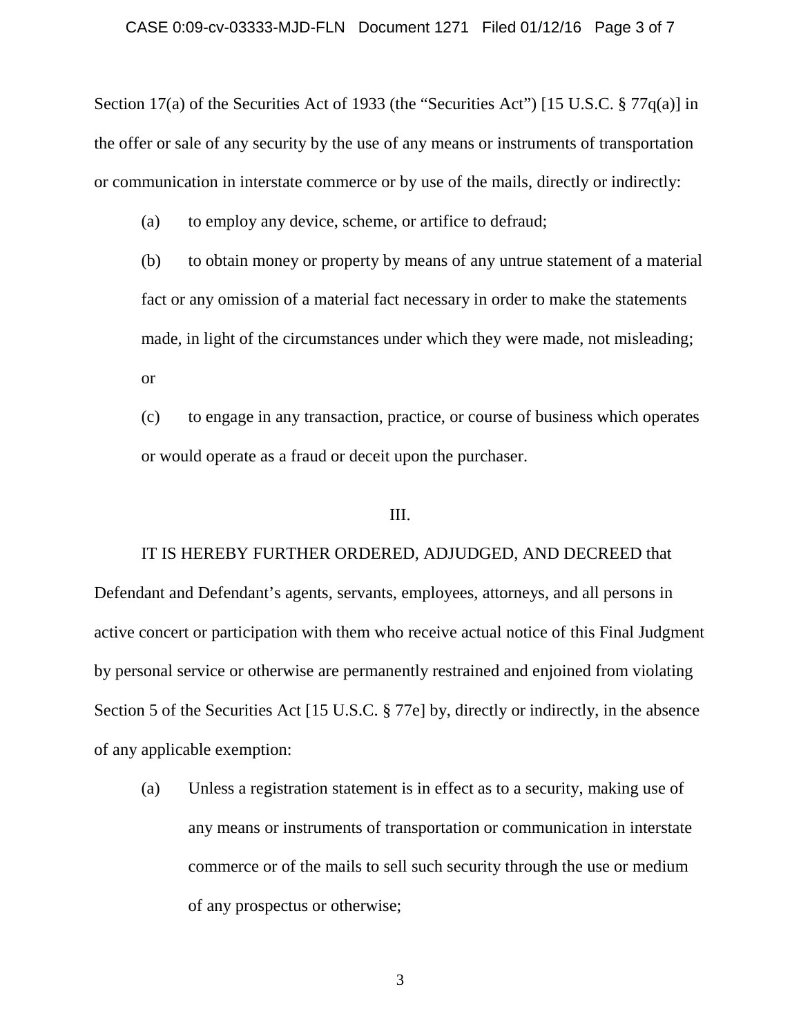Section 17(a) of the Securities Act of 1933 (the "Securities Act") [15 U.S.C. § 77q(a)] in the offer or sale of any security by the use of any means or instruments of transportation or communication in interstate commerce or by use of the mails, directly or indirectly:

(a) to employ any device, scheme, or artifice to defraud;

(b) to obtain money or property by means of any untrue statement of a material fact or any omission of a material fact necessary in order to make the statements made, in light of the circumstances under which they were made, not misleading; or

(c) to engage in any transaction, practice, or course of business which operates or would operate as a fraud or deceit upon the purchaser.

III.

IT IS HEREBY FURTHER ORDERED, ADJUDGED, AND DECREED that Defendant and Defendant's agents, servants, employees, attorneys, and all persons in active concert or participation with them who receive actual notice of this Final Judgment by personal service or otherwise are permanently restrained and enjoined from violating Section 5 of the Securities Act [15 U.S.C. § 77e] by, directly or indirectly, in the absence of any applicable exemption:

(a) Unless a registration statement is in effect as to a security, making use of any means or instruments of transportation or communication in interstate commerce or of the mails to sell such security through the use or medium of any prospectus or otherwise;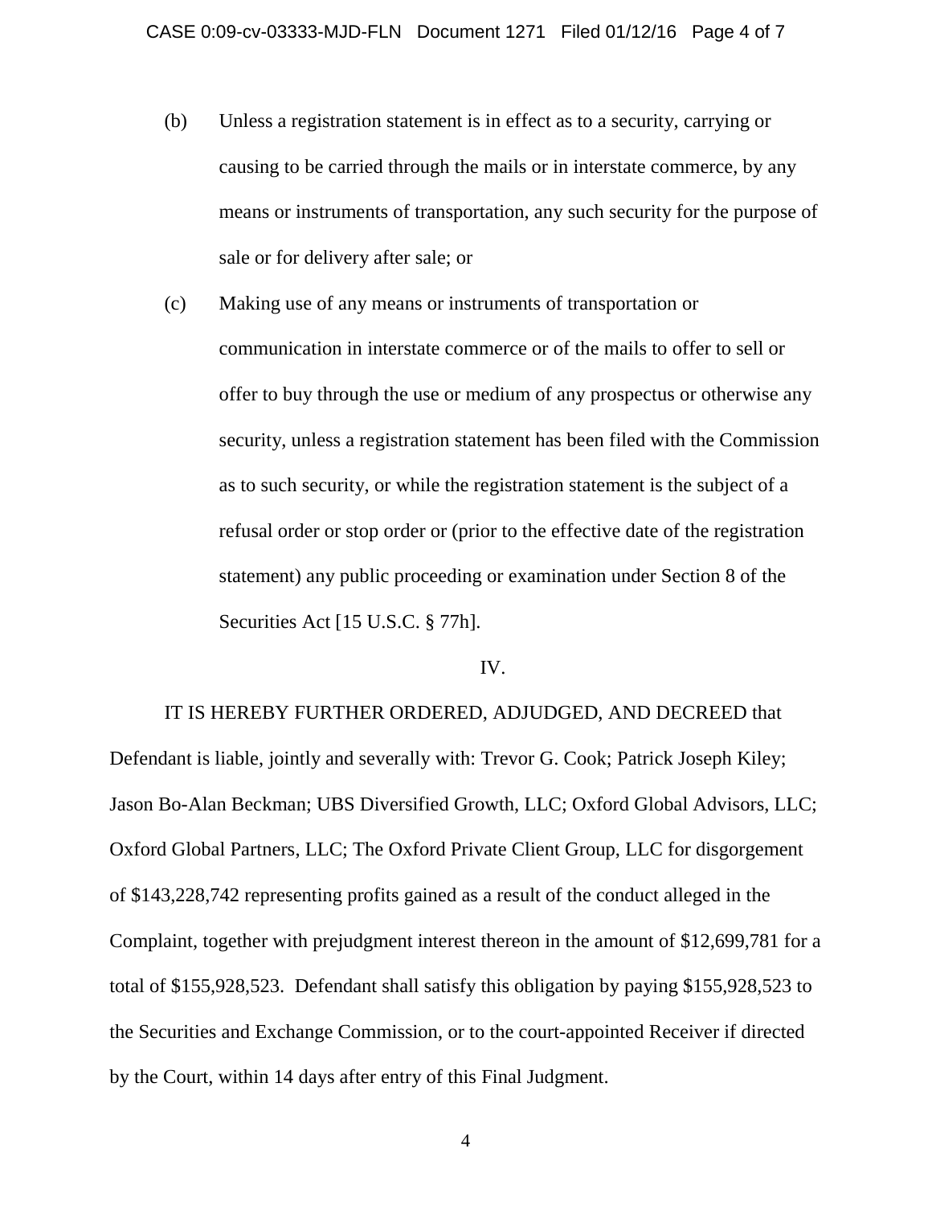(b) Unless a registration statement is in effect as to a security, carrying or causing to be carried through the mails or in interstate commerce, by any means or instruments of transportation, any such security for the purpose of sale or for delivery after sale; or

(c) Making use of any means or instruments of transportation or communication in interstate commerce or of the mails to offer to sell or offer to buy through the use or medium of any prospectus or otherwise any security, unless a registration statement has been filed with the Commission as to such security, or while the registration statement is the subject of a refusal order or stop order or (prior to the effective date of the registration statement) any public proceeding or examination under Section 8 of the Securities Act [15 U.S.C. § 77h].

IV.

IT IS HEREBY FURTHER ORDERED, ADJUDGED, AND DECREED that Defendant is liable, jointly and severally with: Trevor G. Cook; Patrick Joseph Kiley; Jason Bo-Alan Beckman; UBS Diversified Growth, LLC; Oxford Global Advisors, LLC; Oxford Global Partners, LLC; The Oxford Private Client Group, LLC for disgorgement of $143,228,742 representing profits gained as a result of the conduct alleged in the Complaint, together with prejudgment interest thereon in the amount of $12,699,781 for a total of $155,928,523. Defendant shall satisfy this obligation by paying $155,928,523 to the Securities and Exchange Commission, or to the court-appointed Receiver if directed by the Court, within 14 days after entry of this Final Judgment.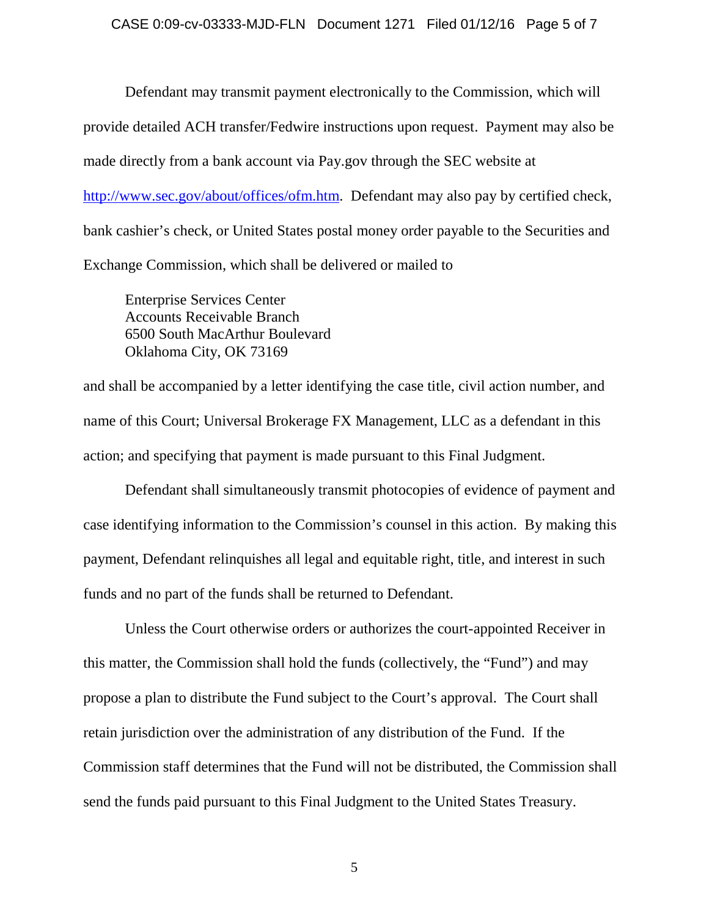Defendant may transmit payment electronically to the Commission, which will provide detailed ACH transfer/Fedwire instructions upon request. Payment may also be made directly from a bank account via Pay.gov through the SEC website at http://www.sec.gov/about/offices/ofm.htm. Defendant may also pay by certified check, bank cashier's check, or United States postal money order payable to the Securities and Exchange Commission, which shall be delivered or mailed to

> Enterprise Services Center
> Accounts Receivable Branch
> 6500 South MacArthur Boulevard
> Oklahoma City, OK 73169

and shall be accompanied by a letter identifying the case title, civil action number, and name of this Court; Universal Brokerage FX Management, LLC as a defendant in this action; and specifying that payment is made pursuant to this Final Judgment.

Defendant shall simultaneously transmit photocopies of evidence of payment and case identifying information to the Commission's counsel in this action. By making this payment, Defendant relinquishes all legal and equitable right, title, and interest in such funds and no part of the funds shall be returned to Defendant.

Unless the Court otherwise orders or authorizes the court-appointed Receiver in this matter, the Commission shall hold the funds (collectively, the "Fund") and may propose a plan to distribute the Fund subject to the Court's approval. The Court shall retain jurisdiction over the administration of any distribution of the Fund. If the Commission staff determines that the Fund will not be distributed, the Commission shall send the funds paid pursuant to this Final Judgment to the United States Treasury.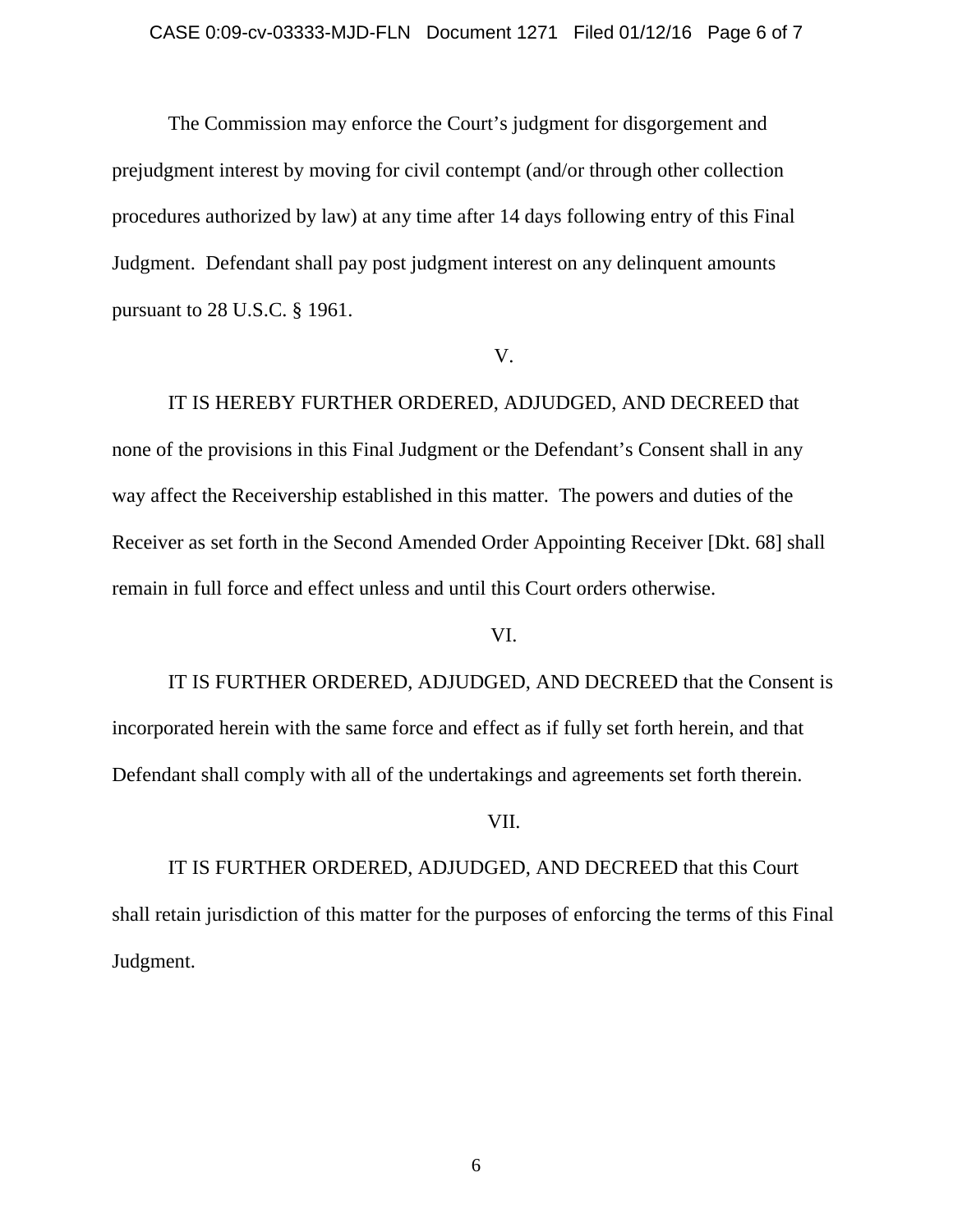The Commission may enforce the Court's judgment for disgorgement and prejudgment interest by moving for civil contempt (and/or through other collection procedures authorized by law) at any time after 14 days following entry of this Final Judgment. Defendant shall pay post judgment interest on any delinquent amounts pursuant to 28 U.S.C. § 1961.

V.

IT IS HEREBY FURTHER ORDERED, ADJUDGED, AND DECREED that none of the provisions in this Final Judgment or the Defendant's Consent shall in any way affect the Receivership established in this matter. The powers and duties of the Receiver as set forth in the Second Amended Order Appointing Receiver [Dkt. 68] shall remain in full force and effect unless and until this Court orders otherwise.

VI.

IT IS FURTHER ORDERED, ADJUDGED, AND DECREED that the Consent is incorporated herein with the same force and effect as if fully set forth herein, and that Defendant shall comply with all of the undertakings and agreements set forth therein.

VII.

IT IS FURTHER ORDERED, ADJUDGED, AND DECREED that this Court shall retain jurisdiction of this matter for the purposes of enforcing the terms of this Final Judgment.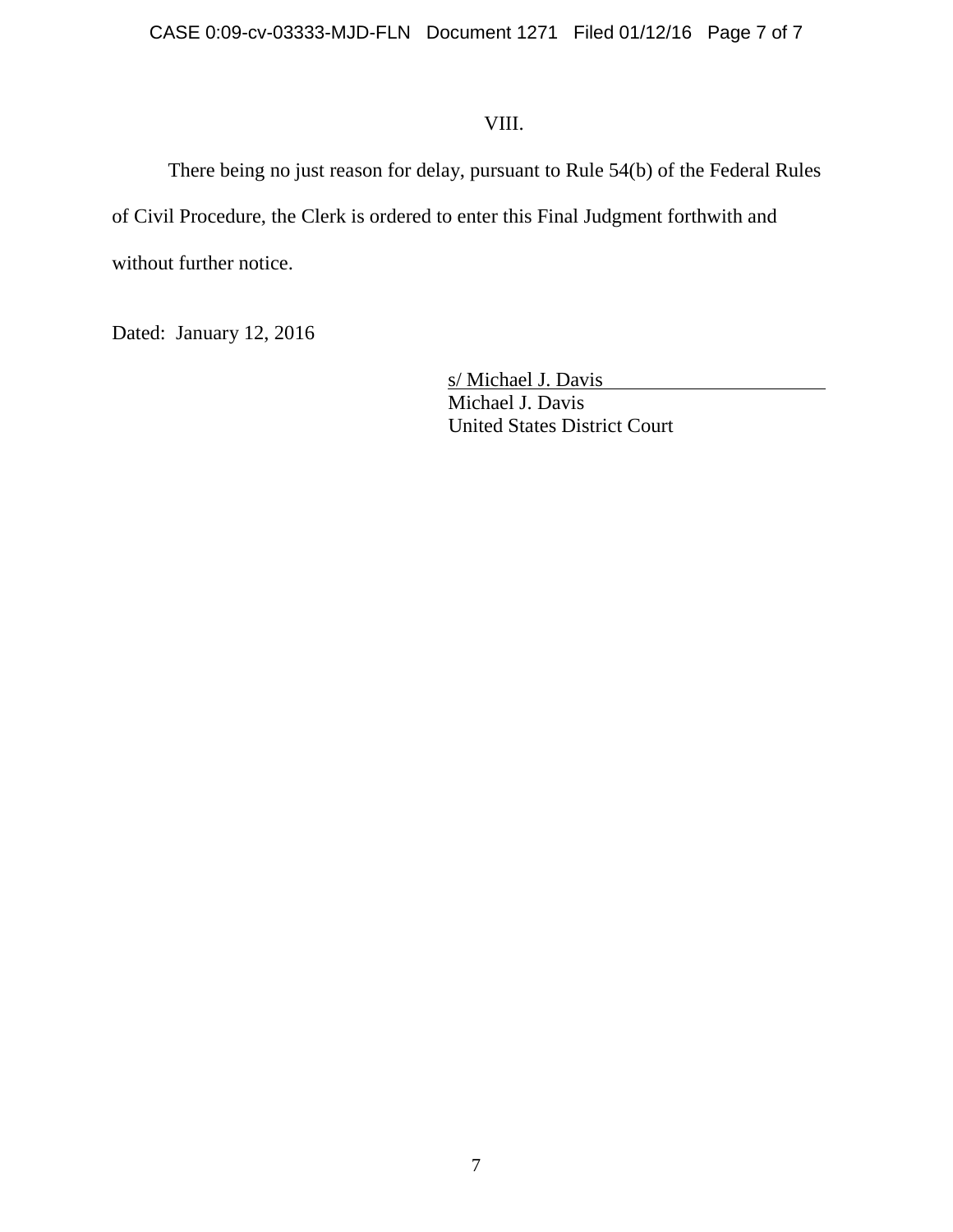VIII.

There being no just reason for delay, pursuant to Rule 54(b) of the Federal Rules of Civil Procedure, the Clerk is ordered to enter this Final Judgment forthwith and without further notice.

Dated: January 12, 2016

s/ Michael J. Davis
Michael J. Davis
United States District Court